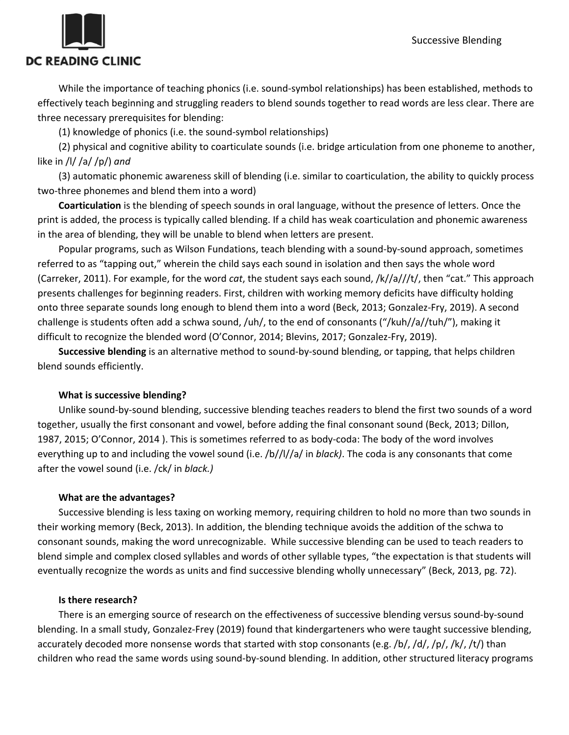While the importance of teaching phonics (i.e. sound-symbol relationships) has been established, methods to effectively teach beginning and struggling readers to blend sounds together to read words are less clear. There are three necessary prerequisites for blending:

(1) knowledge of phonics (i.e. the sound-symbol relationships)

(2) physical and cognitive ability to coarticulate sounds (i.e. bridge articulation from one phoneme to another, like in /l/ /a/ /p/) *and*

(3) automatic phonemic awareness skill of blending (i.e. similar to coarticulation, the ability to quickly process two-three phonemes and blend them into a word)

**Coarticulation** is the blending of speech sounds in oral language, without the presence of letters. Once the print is added, the process is typically called blending. If a child has weak coarticulation and phonemic awareness in the area of blending, they will be unable to blend when letters are present.

Popular programs, such as Wilson Fundations, teach blending with a sound-by-sound approach, sometimes referred to as "tapping out," wherein the child says each sound in isolation and then says the whole word (Carreker, 2011). For example, for the word *cat*, the student says each sound, /k//a///t/, then "cat." This approach presents challenges for beginning readers. First, children with working memory deficits have difficulty holding onto three separate sounds long enough to blend them into a word (Beck, 2013; Gonzalez-Fry, 2019). A second challenge is students often add a schwa sound, /uh/, to the end of consonants ("/kuh//a//tuh/"), making it difficult to recognize the blended word (O'Connor, 2014; Blevins, 2017; Gonzalez-Fry, 2019).

**Successive blending** is an alternative method to sound-by-sound blending, or tapping, that helps children blend sounds efficiently.

**What is successive blending?**

Unlike sound-by-sound blending, successive blending teaches readers to blend the first two sounds of a word together, usually the first consonant and vowel, before adding the final consonant sound (Beck, 2013; Dillon, 1987, 2015; O'Connor, 2014 ). This is sometimes referred to as body-coda: The body of the word involves everything up to and including the vowel sound (i.e. /b//l//a/ in *black)*. The coda is any consonants that come after the vowel sound (i.e. /ck/ in *black.)*

**What are the advantages?**

Successive blending is less taxing on working memory, requiring children to hold no more than two sounds in their working memory (Beck, 2013). In addition, the blending technique avoids the addition of the schwa to consonant sounds, making the word unrecognizable. While successive blending can be used to teach readers to blend simple and complex closed syllables and words of other syllable types, "the expectation is that students will eventually recognize the words as units and find successive blending wholly unnecessary" (Beck, 2013, pg. 72).

**Is there research?**

There is an emerging source of research on the effectiveness of successive blending versus sound-by-sound blending. In a small study, Gonzalez-Frey (2019) found that kindergarteners who were taught successive blending, accurately decoded more nonsense words that started with stop consonants (e.g. /b/, /d/, /p/, /k/, /t/) than children who read the same words using sound-by-sound blending. In addition, other structured literacy programs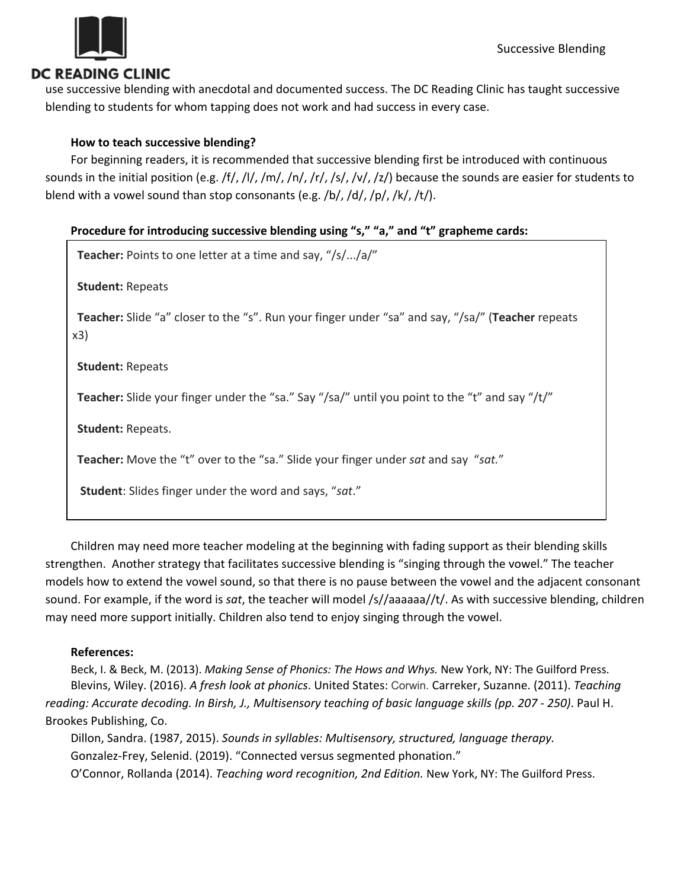use successive blending with anecdotal and documented success. The DC Reading Clinic has taught successive blending to students for whom tapping does not work and had success in every case.

**How to teach successive blending?**

For beginning readers, it is recommended that successive blending first be introduced with continuous sounds in the initial position (e.g. /f/, /l/, /m/, /n/, /r/, /s/, /v/, /z/) because the sounds are easier for students to blend with a vowel sound than stop consonants (e.g. /b/, /d/, /p/, /k/, /t/).

**Procedure for introducing successive blending using "s," "a," and "t" grapheme cards:**

**Teacher:** Points to one letter at a time and say, "/s/.../a/"

**Student:** Repeats

**Teacher:** Slide "a" closer to the "s". Run your finger under "sa" and say, "/sa/" (**Teacher** repeats x3)

**Student:** Repeats

**Teacher:** Slide your finger under the "sa." Say "/sa/" until you point to the "t" and say "/t/"

**Student:** Repeats.

**Teacher:** Move the "t" over to the "sa." Slide your finger under *sat* and say "*sat.*"

**Student**: Slides finger under the word and says, "*sat*."

Children may need more teacher modeling at the beginning with fading support as their blending skills strengthen. Another strategy that facilitates successive blending is "singing through the vowel." The teacher models how to extend the vowel sound, so that there is no pause between the vowel and the adjacent consonant sound. For example, if the word is *sat*, the teacher will model /s//aaaaaa//t/. As with successive blending, children may need more support initially. Children also tend to enjoy singing through the vowel.

**References:**

Beck, I. & Beck, M. (2013). *Making Sense of Phonics: The Hows and Whys.* New York, NY: The Guilford Press.

Blevins, Wiley. (2016). *A fresh look at phonics*. United States: Corwin. Carreker, Suzanne. (2011). *Teaching reading: Accurate decoding. In Birsh, J., Multisensory teaching of basic language skills (pp. 207 - 250)*. Paul H. Brookes Publishing, Co.

Dillon, Sandra. (1987, 2015). *Sounds in syllables: Multisensory, structured, language therapy.*

Gonzalez-Frey, Selenid. (2019). "Connected versus segmented phonation."

O'Connor, Rollanda (2014). *Teaching word recognition, 2nd Edition.* New York, NY: The Guilford Press.